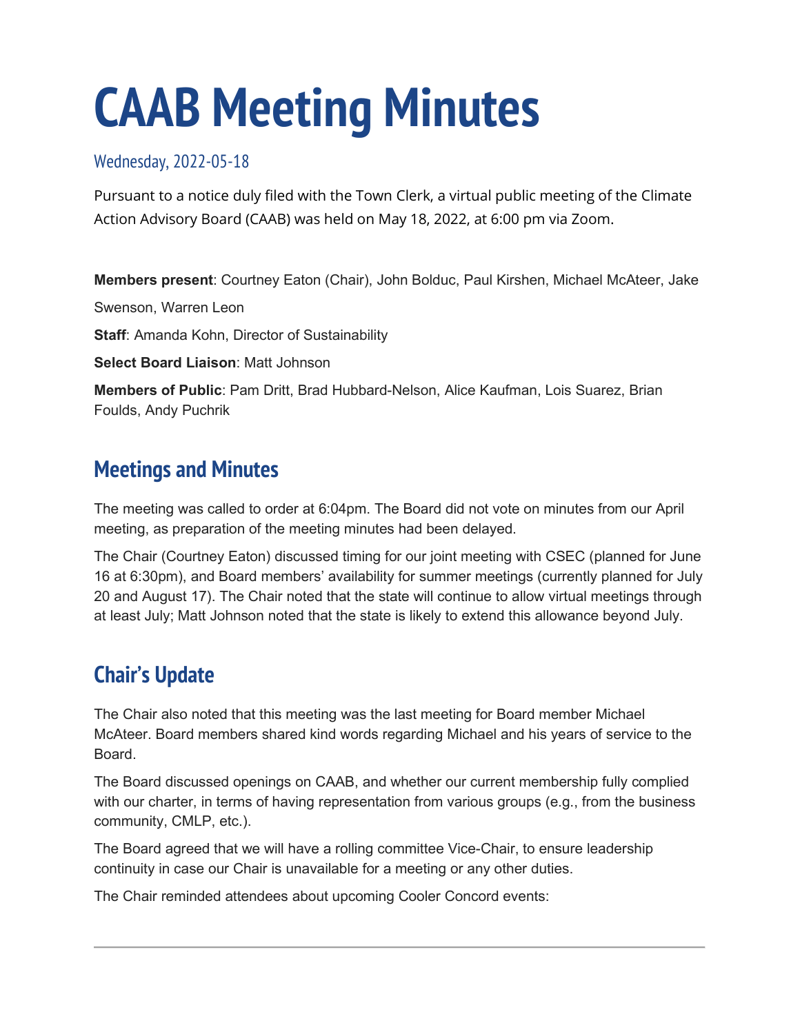# CAAB Meeting Minutes

Wednesday, 2022-05-18

Pursuant to a notice duly filed with the Town Clerk, a virtual public meeting of the Climate Action Advisory Board (CAAB) was held on May 18, 2022, at 6:00 pm via Zoom.

**Members present**: Courtney Eaton (Chair), John Bolduc, Paul Kirshen, Michael McAteer, Jake Swenson, Warren Leon

**Staff**: Amanda Kohn, Director of Sustainability

**Select Board Liaison**: Matt Johnson

**Members of Public**: Pam Dritt, Brad Hubbard-Nelson, Alice Kaufman, Lois Suarez, Brian Foulds, Andy Puchrik

## Meetings and Minutes

The meeting was called to order at 6:04pm. The Board did not vote on minutes from our April meeting, as preparation of the meeting minutes had been delayed.

The Chair (Courtney Eaton) discussed timing for our joint meeting with CSEC (planned for June 16 at 6:30pm), and Board members' availability for summer meetings (currently planned for July 20 and August 17). The Chair noted that the state will continue to allow virtual meetings through at least July; Matt Johnson noted that the state is likely to extend this allowance beyond July.

## Chair's Update

The Chair also noted that this meeting was the last meeting for Board member Michael McAteer. Board members shared kind words regarding Michael and his years of service to the Board.

The Board discussed openings on CAAB, and whether our current membership fully complied with our charter, in terms of having representation from various groups (e.g., from the business community, CMLP, etc.).

The Board agreed that we will have a rolling committee Vice-Chair, to ensure leadership continuity in case our Chair is unavailable for a meeting or any other duties.

The Chair reminded attendees about upcoming Cooler Concord events: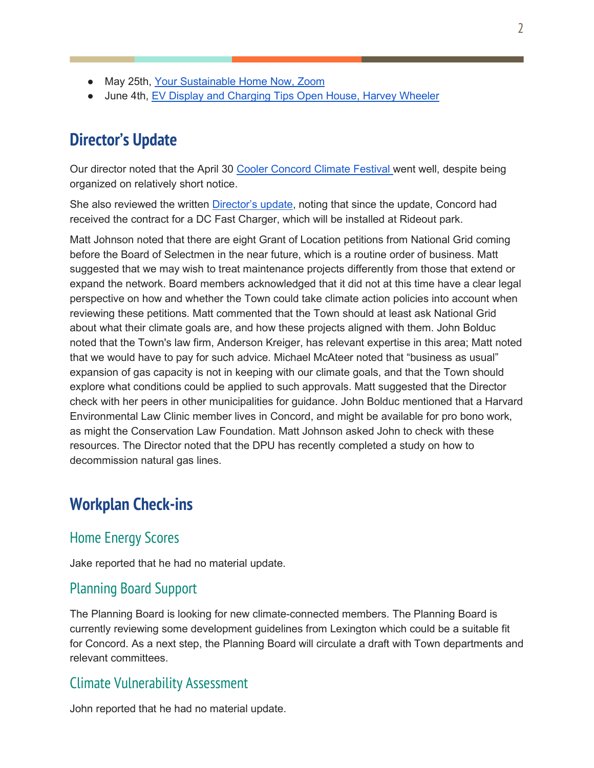- May 25th, Your Sustainable Home Now, Zoom
- June 4th, EV Display and Charging Tips Open House, Harvey Wheeler

## Director's Update

Our director noted that the April 30 Cooler Concord Climate Festival went well, despite being organized on relatively short notice.

She also reviewed the written Director's update, noting that since the update, Concord had received the contract for a DC Fast Charger, which will be installed at Rideout park.

Matt Johnson noted that there are eight Grant of Location petitions from National Grid coming before the Board of Selectmen in the near future, which is a routine order of business. Matt suggested that we may wish to treat maintenance projects differently from those that extend or expand the network. Board members acknowledged that it did not at this time have a clear legal perspective on how and whether the Town could take climate action policies into account when reviewing these petitions. Matt commented that the Town should at least ask National Grid about what their climate goals are, and how these projects aligned with them. John Bolduc noted that the Town's law firm, Anderson Kreiger, has relevant expertise in this area; Matt noted that we would have to pay for such advice. Michael McAteer noted that "business as usual" expansion of gas capacity is not in keeping with our climate goals, and that the Town should explore what conditions could be applied to such approvals. Matt suggested that the Director check with her peers in other municipalities for guidance. John Bolduc mentioned that a Harvard Environmental Law Clinic member lives in Concord, and might be available for pro bono work, as might the Conservation Law Foundation. Matt Johnson asked John to check with these resources. The Director noted that the DPU has recently completed a study on how to decommission natural gas lines.

## Workplan Check-ins

### Home Energy Scores

Jake reported that he had no material update.

### Planning Board Support

The Planning Board is looking for new climate-connected members. The Planning Board is currently reviewing some development guidelines from Lexington which could be a suitable fit for Concord. As a next step, the Planning Board will circulate a draft with Town departments and relevant committees.

### Climate Vulnerability Assessment

John reported that he had no material update.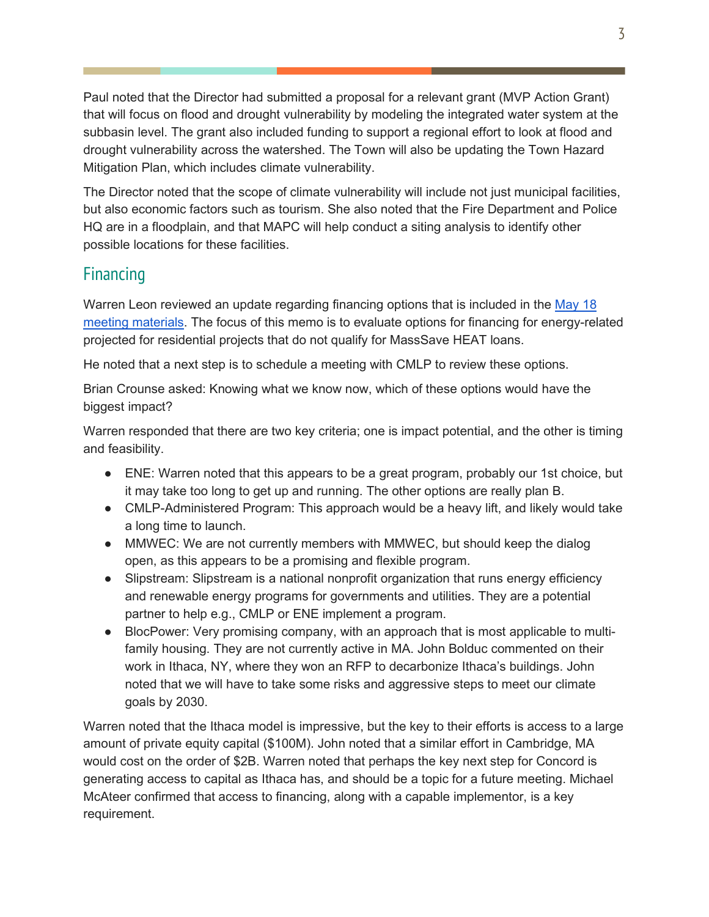Paul noted that the Director had submitted a proposal for a relevant grant (MVP Action Grant) that will focus on flood and drought vulnerability by modeling the integrated water system at the subbasin level. The grant also included funding to support a regional effort to look at flood and drought vulnerability across the watershed. The Town will also be updating the Town Hazard Mitigation Plan, which includes climate vulnerability.

The Director noted that the scope of climate vulnerability will include not just municipal facilities, but also economic factors such as tourism. She also noted that the Fire Department and Police HQ are in a floodplain, and that MAPC will help conduct a siting analysis to identify other possible locations for these facilities.

## Financing

Warren Leon reviewed an update regarding financing options that is included in the [May 18 meeting materials](). The focus of this memo is to evaluate options for financing for energy-related projected for residential projects that do not qualify for MassSave HEAT loans.

He noted that a next step is to schedule a meeting with CMLP to review these options.

Brian Crounse asked: Knowing what we know now, which of these options would have the biggest impact?

Warren responded that there are two key criteria; one is impact potential, and the other is timing and feasibility.

- ENE: Warren noted that this appears to be a great program, probably our 1st choice, but it may take too long to get up and running. The other options are really plan B.
- CMLP-Administered Program: This approach would be a heavy lift, and likely would take a long time to launch.
- MMWEC: We are not currently members with MMWEC, but should keep the dialog open, as this appears to be a promising and flexible program.
- Slipstream: Slipstream is a national nonprofit organization that runs energy efficiency and renewable energy programs for governments and utilities. They are a potential partner to help e.g., CMLP or ENE implement a program.
- BlocPower: Very promising company, with an approach that is most applicable to multi-family housing. They are not currently active in MA. John Bolduc commented on their work in Ithaca, NY, where they won an RFP to decarbonize Ithaca's buildings. John noted that we will have to take some risks and aggressive steps to meet our climate goals by 2030.

Warren noted that the Ithaca model is impressive, but the key to their efforts is access to a large amount of private equity capital ($100M). John noted that a similar effort in Cambridge, MA would cost on the order of $2B. Warren noted that perhaps the key next step for Concord is generating access to capital as Ithaca has, and should be a topic for a future meeting. Michael McAteer confirmed that access to financing, along with a capable implementor, is a key requirement.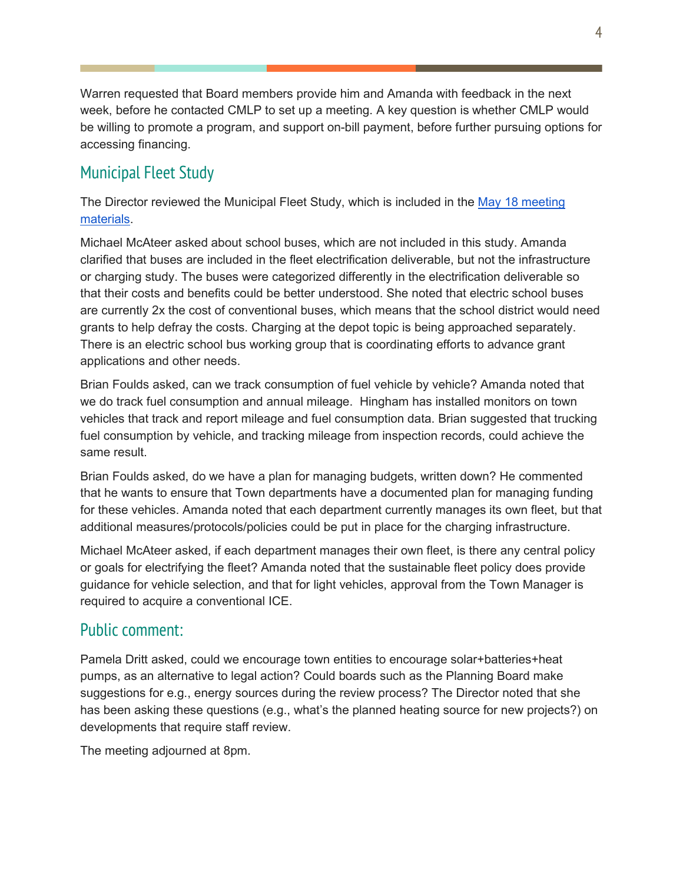Warren requested that Board members provide him and Amanda with feedback in the next week, before he contacted CMLP to set up a meeting. A key question is whether CMLP would be willing to promote a program, and support on-bill payment, before further pursuing options for accessing financing.

## Municipal Fleet Study

The Director reviewed the Municipal Fleet Study, which is included in the [May 18 meeting materials](#).

Michael McAteer asked about school buses, which are not included in this study. Amanda clarified that buses are included in the fleet electrification deliverable, but not the infrastructure or charging study. The buses were categorized differently in the electrification deliverable so that their costs and benefits could be better understood. She noted that electric school buses are currently 2x the cost of conventional buses, which means that the school district would need grants to help defray the costs. Charging at the depot topic is being approached separately. There is an electric school bus working group that is coordinating efforts to advance grant applications and other needs.

Brian Foulds asked, can we track consumption of fuel vehicle by vehicle? Amanda noted that we do track fuel consumption and annual mileage.  Hingham has installed monitors on town vehicles that track and report mileage and fuel consumption data. Brian suggested that trucking fuel consumption by vehicle, and tracking mileage from inspection records, could achieve the same result.

Brian Foulds asked, do we have a plan for managing budgets, written down? He commented that he wants to ensure that Town departments have a documented plan for managing funding for these vehicles. Amanda noted that each department currently manages its own fleet, but that additional measures/protocols/policies could be put in place for the charging infrastructure.

Michael McAteer asked, if each department manages their own fleet, is there any central policy or goals for electrifying the fleet? Amanda noted that the sustainable fleet policy does provide guidance for vehicle selection, and that for light vehicles, approval from the Town Manager is required to acquire a conventional ICE.

## Public comment:

Pamela Dritt asked, could we encourage town entities to encourage solar+batteries+heat pumps, as an alternative to legal action? Could boards such as the Planning Board make suggestions for e.g., energy sources during the review process? The Director noted that she has been asking these questions (e.g., what's the planned heating source for new projects?) on developments that require staff review.

The meeting adjourned at 8pm.